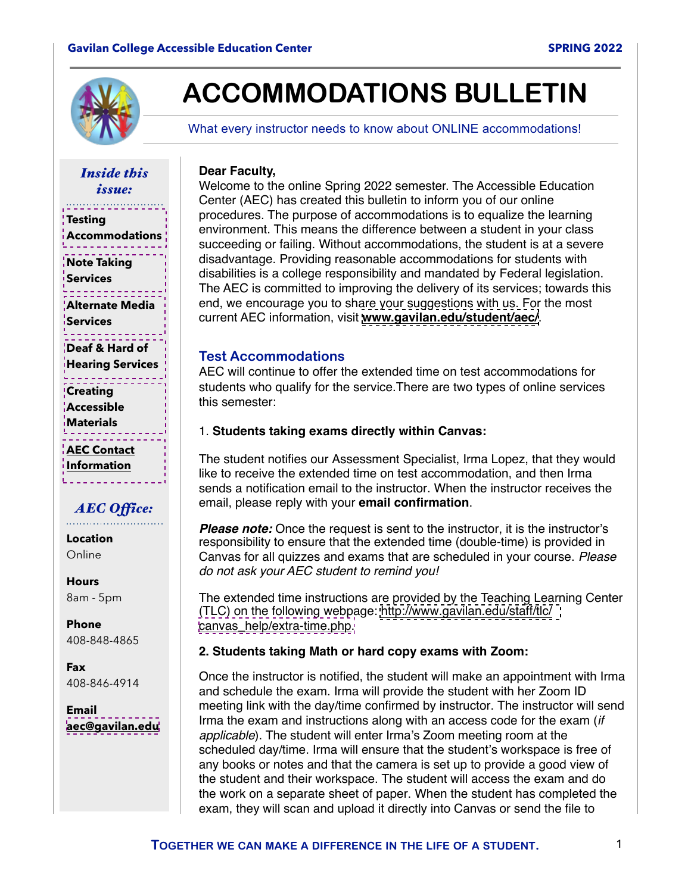# ACCOMMODATIONS BULLETIN

What every instructor needs to know about ONLINE accommodations!

***Inside this issue:***

- Testing Accommodations
- Note Taking Services
- Alternate Media Services
- Deaf & Hard of Hearing Services
- Creating Accessible Materials
- AEC Contact Information

***AEC Office:***

**Location**
Online

**Hours**
8am - 5pm

**Phone**
408-848-4865

**Fax**
408-846-4914

**Email**
aec@gavilan.edu

**Dear Faculty,**
Welcome to the online Spring 2022 semester. The Accessible Education Center (AEC) has created this bulletin to inform you of our online procedures. The purpose of accommodations is to equalize the learning environment. This means the difference between a student in your class succeeding or failing. Without accommodations, the student is at a severe disadvantage. Providing reasonable accommodations for students with disabilities is a college responsibility and mandated by Federal legislation. The AEC is committed to improving the delivery of its services; towards this end, we encourage you to share your suggestions with us. For the most current AEC information, visit **www.gavilan.edu/student/aec/**.

## Test Accommodations

AEC will continue to offer the extended time on test accommodations for students who qualify for the service.There are two types of online services this semester:

1. **Students taking exams directly within Canvas:**

The student notifies our Assessment Specialist, Irma Lopez, that they would like to receive the extended time on test accommodation, and then Irma sends a notification email to the instructor. When the instructor receives the email, please reply with your **email confirmation**.

***Please note:*** Once the request is sent to the instructor, it is the instructor's responsibility to ensure that the extended time (double-time) is provided in Canvas for all quizzes and exams that are scheduled in your course. *Please do not ask your AEC student to remind you!*

The extended time instructions are provided by the Teaching Learning Center (TLC) on the following webpage: http://www.gavilan.edu/staff/tlc/canvas_help/extra-time.php.

**2. Students taking Math or hard copy exams with Zoom:**

Once the instructor is notified, the student will make an appointment with Irma and schedule the exam. Irma will provide the student with her Zoom ID meeting link with the day/time confirmed by instructor. The instructor will send Irma the exam and instructions along with an access code for the exam (*if applicable*). The student will enter Irma's Zoom meeting room at the scheduled day/time. Irma will ensure that the student's workspace is free of any books or notes and that the camera is set up to provide a good view of the student and their workspace. The student will access the exam and do the work on a separate sheet of paper. When the student has completed the exam, they will scan and upload it directly into Canvas or send the file to

TOGETHER WE CAN MAKE A DIFFERENCE IN THE LIFE OF A STUDENT.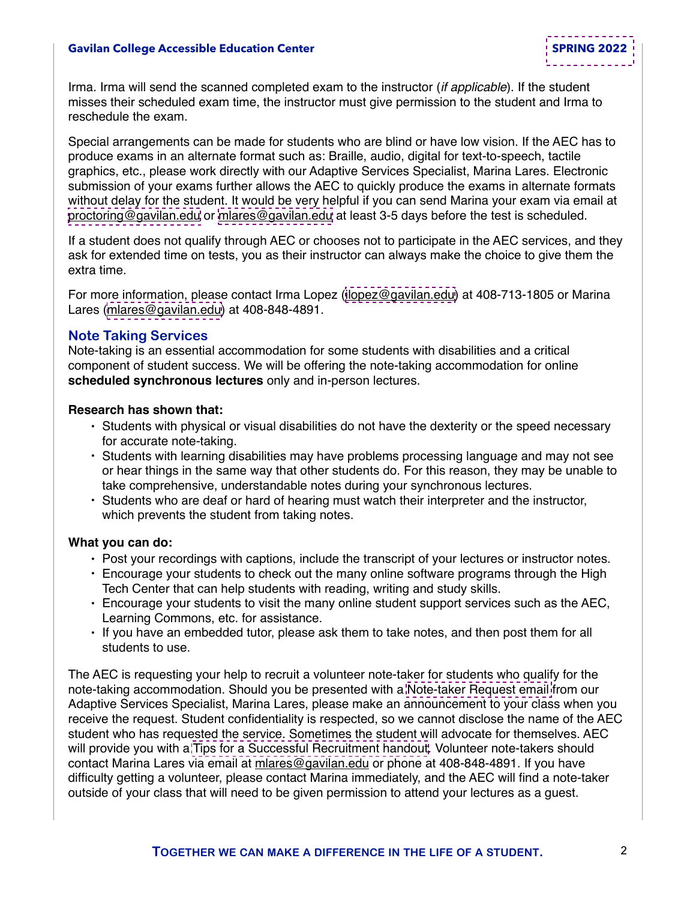Irma. Irma will send the scanned completed exam to the instructor (*if applicable*). If the student misses their scheduled exam time, the instructor must give permission to the student and Irma to reschedule the exam.

Special arrangements can be made for students who are blind or have low vision. If the AEC has to produce exams in an alternate format such as: Braille, audio, digital for text-to-speech, tactile graphics, etc., please work directly with our Adaptive Services Specialist, Marina Lares. Electronic submission of your exams further allows the AEC to quickly produce the exams in alternate formats without delay for the student. It would be very helpful if you can send Marina your exam via email at proctoring@gavilan.edu or mlares@gavilan.edu at least 3-5 days before the test is scheduled.

If a student does not qualify through AEC or chooses not to participate in the AEC services, and they ask for extended time on tests, you as their instructor can always make the choice to give them the extra time.

For more information, please contact Irma Lopez (ilopez@gavilan.edu) at 408-713-1805 or Marina Lares (mlares@gavilan.edu) at 408-848-4891.

## Note Taking Services

Note-taking is an essential accommodation for some students with disabilities and a critical component of student success. We will be offering the note-taking accommodation for online **scheduled synchronous lectures** only and in-person lectures.

**Research has shown that:**

- Students with physical or visual disabilities do not have the dexterity or the speed necessary for accurate note-taking.
- Students with learning disabilities may have problems processing language and may not see or hear things in the same way that other students do. For this reason, they may be unable to take comprehensive, understandable notes during your synchronous lectures.
- Students who are deaf or hard of hearing must watch their interpreter and the instructor, which prevents the student from taking notes.

**What you can do:**

- Post your recordings with captions, include the transcript of your lectures or instructor notes.
- Encourage your students to check out the many online software programs through the High Tech Center that can help students with reading, writing and study skills.
- Encourage your students to visit the many online student support services such as the AEC, Learning Commons, etc. for assistance.
- If you have an embedded tutor, please ask them to take notes, and then post them for all students to use.

The AEC is requesting your help to recruit a volunteer note-taker for students who qualify for the note-taking accommodation. Should you be presented with a Note-taker Request email from our Adaptive Services Specialist, Marina Lares, please make an announcement to your class when you receive the request. Student confidentiality is respected, so we cannot disclose the name of the AEC student who has requested the service. Sometimes the student will advocate for themselves. AEC will provide you with a Tips for a Successful Recruitment handout. Volunteer note-takers should contact Marina Lares via email at mlares@gavilan.edu or phone at 408-848-4891. If you have difficulty getting a volunteer, please contact Marina immediately, and the AEC will find a note-taker outside of your class that will need to be given permission to attend your lectures as a guest.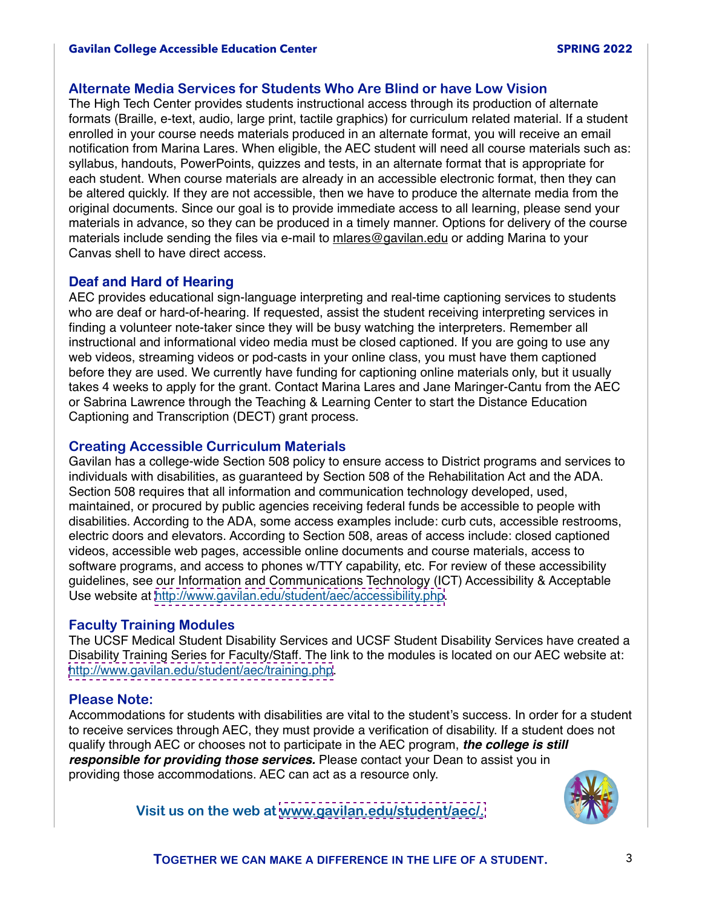## Alternate Media Services for Students Who Are Blind or have Low Vision

The High Tech Center provides students instructional access through its production of alternate formats (Braille, e-text, audio, large print, tactile graphics) for curriculum related material. If a student enrolled in your course needs materials produced in an alternate format, you will receive an email notification from Marina Lares. When eligible, the AEC student will need all course materials such as: syllabus, handouts, PowerPoints, quizzes and tests, in an alternate format that is appropriate for each student. When course materials are already in an accessible electronic format, then they can be altered quickly. If they are not accessible, then we have to produce the alternate media from the original documents. Since our goal is to provide immediate access to all learning, please send your materials in advance, so they can be produced in a timely manner. Options for delivery of the course materials include sending the files via e-mail to mlares@gavilan.edu or adding Marina to your Canvas shell to have direct access.

## Deaf and Hard of Hearing

AEC provides educational sign-language interpreting and real-time captioning services to students who are deaf or hard-of-hearing. If requested, assist the student receiving interpreting services in finding a volunteer note-taker since they will be busy watching the interpreters. Remember all instructional and informational video media must be closed captioned. If you are going to use any web videos, streaming videos or pod-casts in your online class, you must have them captioned before they are used. We currently have funding for captioning online materials only, but it usually takes 4 weeks to apply for the grant. Contact Marina Lares and Jane Maringer-Cantu from the AEC or Sabrina Lawrence through the Teaching & Learning Center to start the Distance Education Captioning and Transcription (DECT) grant process.

## Creating Accessible Curriculum Materials

Gavilan has a college-wide Section 508 policy to ensure access to District programs and services to individuals with disabilities, as guaranteed by Section 508 of the Rehabilitation Act and the ADA. Section 508 requires that all information and communication technology developed, used, maintained, or procured by public agencies receiving federal funds be accessible to people with disabilities. According to the ADA, some access examples include: curb cuts, accessible restrooms, electric doors and elevators. According to Section 508, areas of access include: closed captioned videos, accessible web pages, accessible online documents and course materials, access to software programs, and access to phones w/TTY capability, etc. For review of these accessibility guidelines, see our Information and Communications Technology (ICT) Accessibility & Acceptable Use website at http://www.gavilan.edu/student/aec/accessibility.php.

## Faculty Training Modules

The UCSF Medical Student Disability Services and UCSF Student Disability Services have created a Disability Training Series for Faculty/Staff. The link to the modules is located on our AEC website at: http://www.gavilan.edu/student/aec/training.php.

## Please Note:

Accommodations for students with disabilities are vital to the student's success. In order for a student to receive services through AEC, they must provide a verification of disability. If a student does not qualify through AEC or chooses not to participate in the AEC program, ***the college is still responsible for providing those services.*** Please contact your Dean to assist you in providing those accommodations. AEC can act as a resource only.

**Visit us on the web at www.gavilan.edu/student/aec/.**

**TOGETHER WE CAN MAKE A DIFFERENCE IN THE LIFE OF A STUDENT.**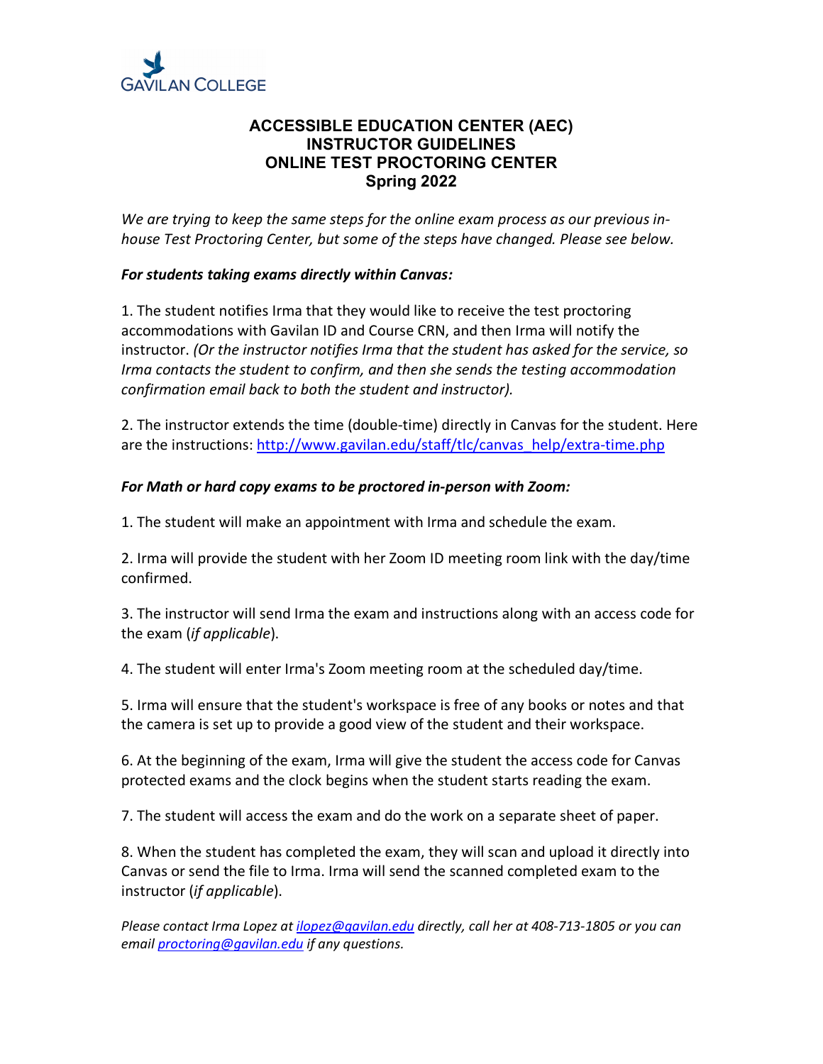GAVILAN COLLEGE

# ACCESSIBLE EDUCATION CENTER (AEC)
# INSTRUCTOR GUIDELINES
# ONLINE TEST PROCTORING CENTER
# Spring 2022

*We are trying to keep the same steps for the online exam process as our previous in-house Test Proctoring Center, but some of the steps have changed. Please see below.*

***For students taking exams directly within Canvas:***

1. The student notifies Irma that they would like to receive the test proctoring accommodations with Gavilan ID and Course CRN, and then Irma will notify the instructor. *(Or the instructor notifies Irma that the student has asked for the service, so Irma contacts the student to confirm, and then she sends the testing accommodation confirmation email back to both the student and instructor).*

2. The instructor extends the time (double-time) directly in Canvas for the student. Here are the instructions: [http://www.gavilan.edu/staff/tlc/canvas_help/extra-time.php](http://www.gavilan.edu/staff/tlc/canvas_help/extra-time.php)

***For Math or hard copy exams to be proctored in-person with Zoom:***

1. The student will make an appointment with Irma and schedule the exam.

2. Irma will provide the student with her Zoom ID meeting room link with the day/time confirmed.

3. The instructor will send Irma the exam and instructions along with an access code for the exam (*if applicable*).

4. The student will enter Irma's Zoom meeting room at the scheduled day/time.

5. Irma will ensure that the student's workspace is free of any books or notes and that the camera is set up to provide a good view of the student and their workspace.

6. At the beginning of the exam, Irma will give the student the access code for Canvas protected exams and the clock begins when the student starts reading the exam.

7. The student will access the exam and do the work on a separate sheet of paper.

8. When the student has completed the exam, they will scan and upload it directly into Canvas or send the file to Irma. Irma will send the scanned completed exam to the instructor (*if applicable*).

*Please contact Irma Lopez at [ilopez@gavilan.edu](mailto:ilopez@gavilan.edu) directly, call her at 408-713-1805 or you can email [proctoring@gavilan.edu](mailto:proctoring@gavilan.edu) if any questions.*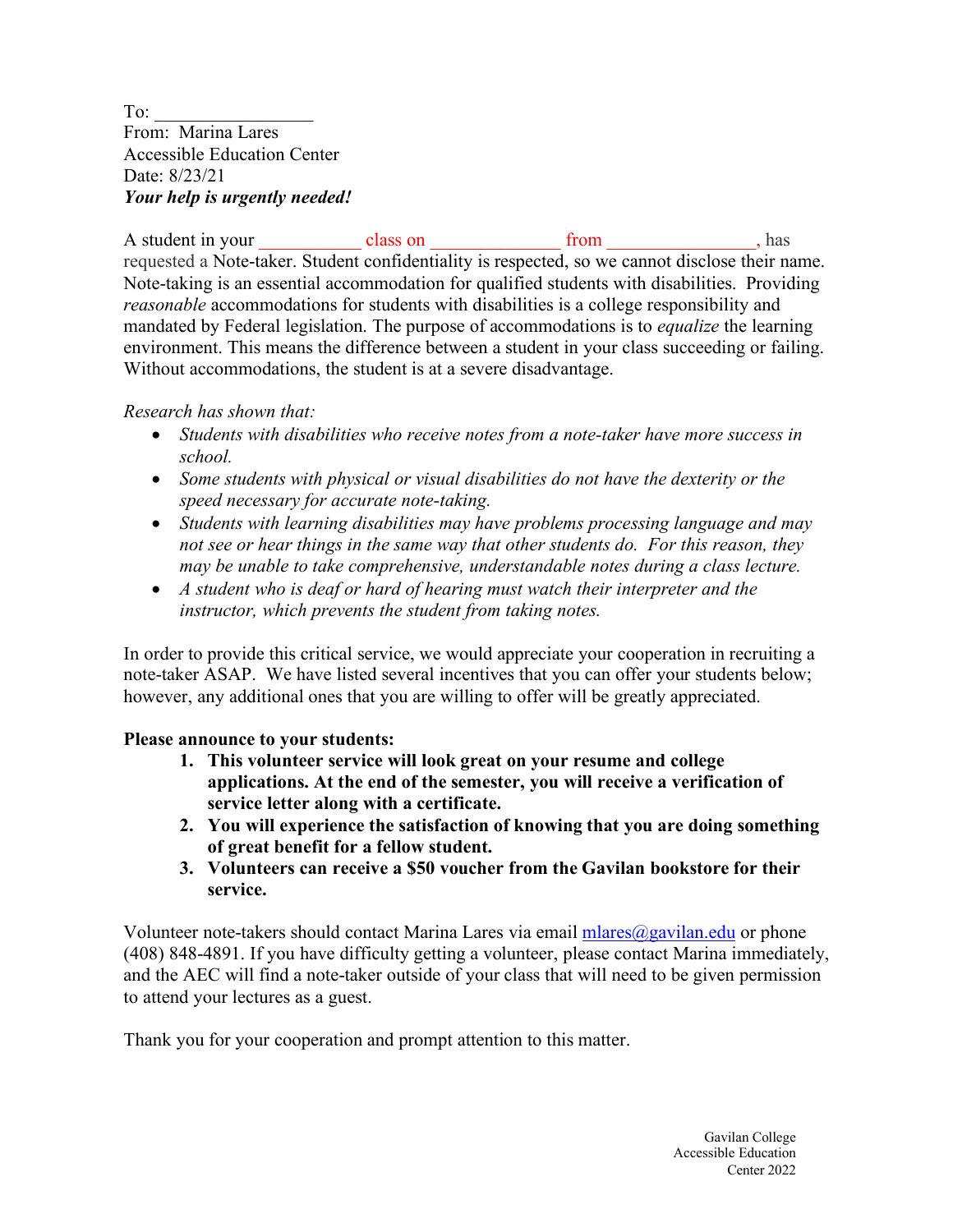To: ________________
From: Marina Lares
Accessible Education Center
Date: 8/23/21
***Your help is urgently needed!***

A student in your __________ class on _____________ from ______________, has requested a Note-taker. Student confidentiality is respected, so we cannot disclose their name. Note-taking is an essential accommodation for qualified students with disabilities. Providing *reasonable* accommodations for students with disabilities is a college responsibility and mandated by Federal legislation. The purpose of accommodations is to *equalize* the learning environment. This means the difference between a student in your class succeeding or failing. Without accommodations, the student is at a severe disadvantage.

*Research has shown that:*

- *Students with disabilities who receive notes from a note-taker have more success in school.*
- *Some students with physical or visual disabilities do not have the dexterity or the speed necessary for accurate note-taking.*
- *Students with learning disabilities may have problems processing language and may not see or hear things in the same way that other students do. For this reason, they may be unable to take comprehensive, understandable notes during a class lecture.*
- *A student who is deaf or hard of hearing must watch their interpreter and the instructor, which prevents the student from taking notes.*

In order to provide this critical service, we would appreciate your cooperation in recruiting a note-taker ASAP. We have listed several incentives that you can offer your students below; however, any additional ones that you are willing to offer will be greatly appreciated.

**Please announce to your students:**

1. **This volunteer service will look great on your resume and college applications. At the end of the semester, you will receive a verification of service letter along with a certificate.**
2. **You will experience the satisfaction of knowing that you are doing something of great benefit for a fellow student.**
3. **Volunteers can receive a $50 voucher from the Gavilan bookstore for their service.**

Volunteer note-takers should contact Marina Lares via email mlares@gavilan.edu or phone (408) 848-4891. If you have difficulty getting a volunteer, please contact Marina immediately, and the AEC will find a note-taker outside of your class that will need to be given permission to attend your lectures as a guest.

Thank you for your cooperation and prompt attention to this matter.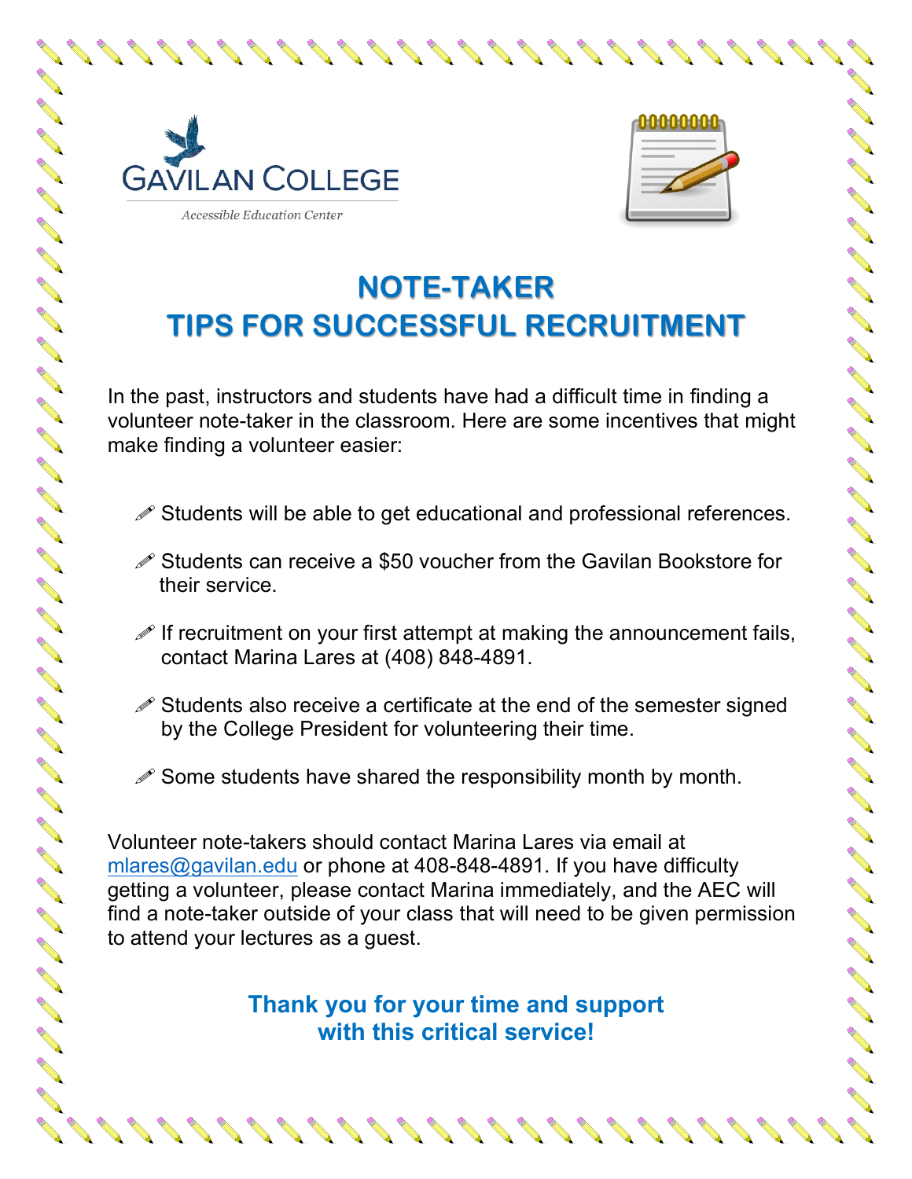GAVILAN COLLEGE

*Accessible Education Center*

# NOTE-TAKER
# TIPS FOR SUCCESSFUL RECRUITMENT

In the past, instructors and students have had a difficult time in finding a volunteer note-taker in the classroom. Here are some incentives that might make finding a volunteer easier:

- ✏ Students will be able to get educational and professional references.
- ✏ Students can receive a $50 voucher from the Gavilan Bookstore for their service.
- ✏ If recruitment on your first attempt at making the announcement fails, contact Marina Lares at (408) 848-4891.
- ✏ Students also receive a certificate at the end of the semester signed by the College President for volunteering their time.
- ✏ Some students have shared the responsibility month by month.

Volunteer note-takers should contact Marina Lares via email at mlares@gavilan.edu or phone at 408-848-4891. If you have difficulty getting a volunteer, please contact Marina immediately, and the AEC will find a note-taker outside of your class that will need to be given permission to attend your lectures as a guest.

**Thank you for your time and support with this critical service!**